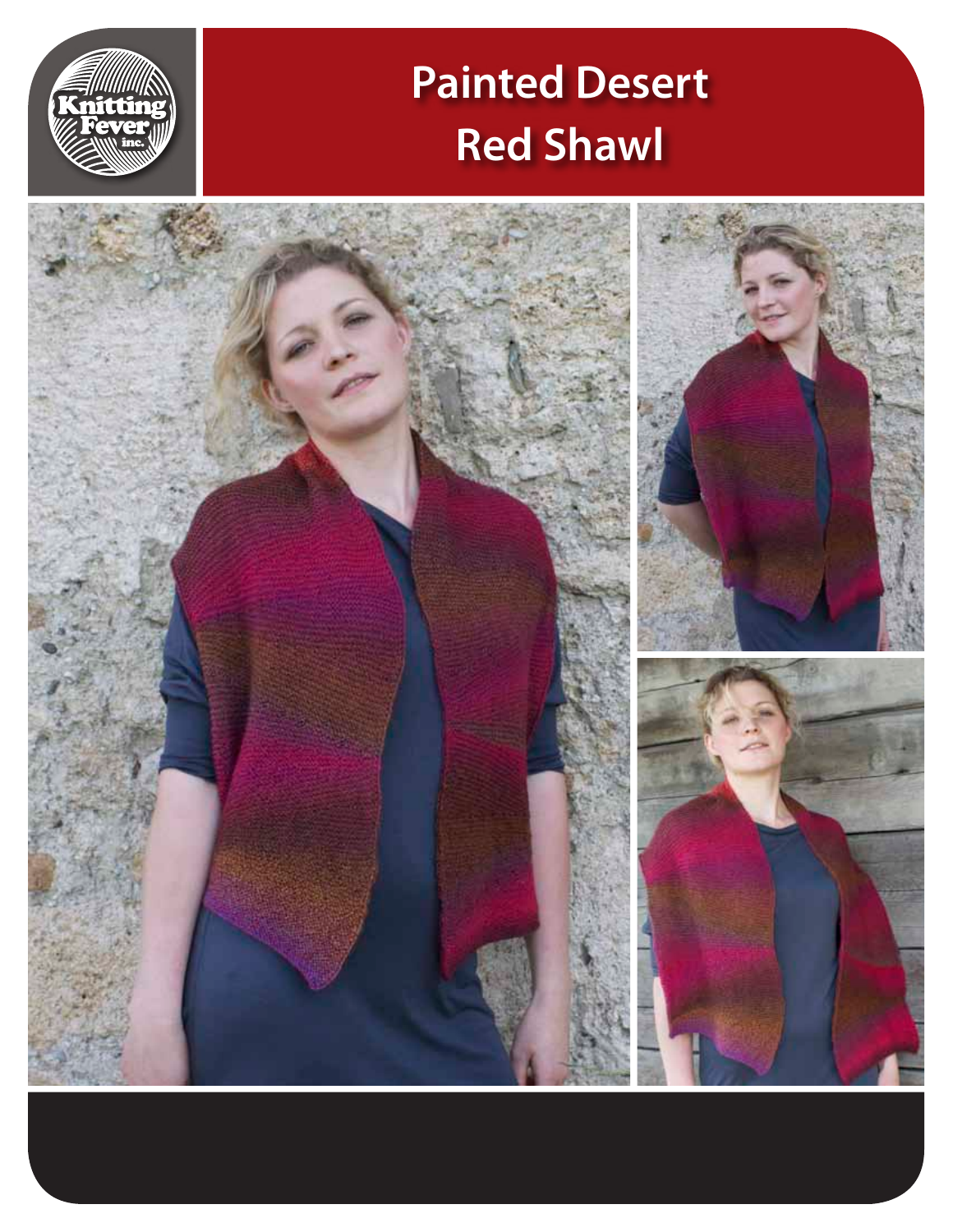# Painted Desert Red Shawl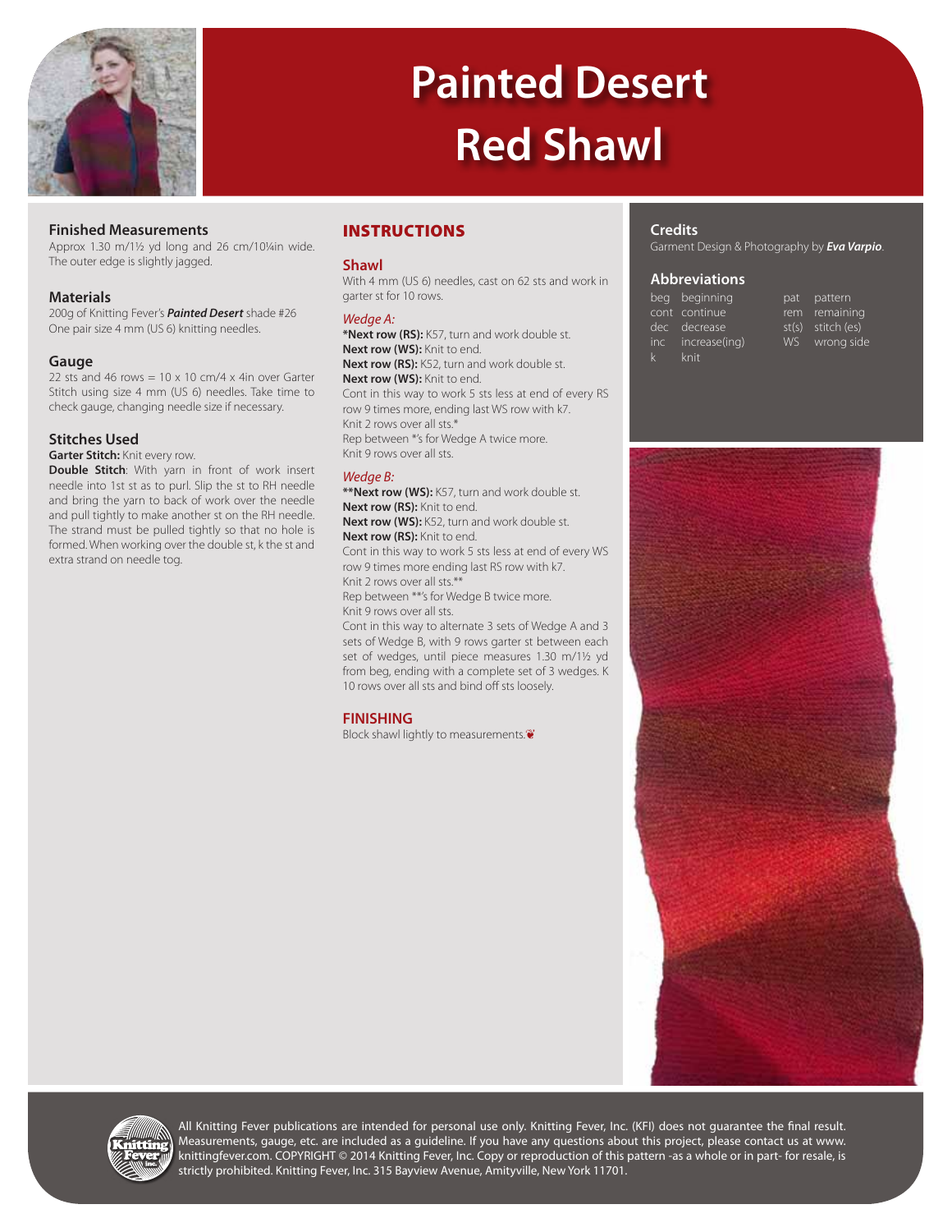# Painted Desert Red Shawl

## Finished Measurements

Approx 1.30 m/1½ yd long and 26 cm/10¼in wide. The outer edge is slightly jagged.

## Materials

200g of Knitting Fever's ***Painted Desert*** shade #26
One pair size 4 mm (US 6) knitting needles.

## Gauge

22 sts and 46 rows = 10 x 10 cm/4 x 4in over Garter Stitch using size 4 mm (US 6) needles. Take time to check gauge, changing needle size if necessary.

## Stitches Used

**Garter Stitch:** Knit every row.
**Double Stitch**: With yarn in front of work insert needle into 1st st as to purl. Slip the st to RH needle and bring the yarn to back of work over the needle and pull tightly to make another st on the RH needle. The strand must be pulled tightly so that no hole is formed. When working over the double st, k the st and extra strand on needle tog.

## INSTRUCTIONS

### Shawl

With 4 mm (US 6) needles, cast on 62 sts and work in garter st for 10 rows.

*Wedge A:*
***Next row (RS):** K57, turn and work double st.
**Next row (WS):** Knit to end.
**Next row (RS):** K52, turn and work double st.
**Next row (WS):** Knit to end.
Cont in this way to work 5 sts less at end of every RS row 9 times more, ending last WS row with k7.
Knit 2 rows over all sts.*
Rep between *'s for Wedge A twice more.
Knit 9 rows over all sts.

*Wedge B:*
****Next row (WS):** K57, turn and work double st.
**Next row (RS):** Knit to end.
**Next row (WS):** K52, turn and work double st.
**Next row (RS):** Knit to end.
Cont in this way to work 5 sts less at end of every WS row 9 times more ending last RS row with k7.
Knit 2 rows over all sts.**
Rep between **'s for Wedge B twice more.
Knit 9 rows over all sts.
Cont in this way to alternate 3 sets of Wedge A and 3 sets of Wedge B, with 9 rows garter st between each set of wedges, until piece measures 1.30 m/1½ yd from beg, ending with a complete set of 3 wedges. K 10 rows over all sts and bind off sts loosely.

## FINISHING

Block shawl lightly to measurements.

## Credits

Garment Design & Photography by ***Eva Varpio***.

## Abbreviations

| | | | |
|---|---|---|---|
| beg | beginning | pat | pattern |
| cont | continue | rem | remaining |
| dec | decrease | st(s) | stitch (es) |
| inc | increase(ing) | WS | wrong side |
| k | knit | | |

All Knitting Fever publications are intended for personal use only. Knitting Fever, Inc. (KFI) does not guarantee the final result. Measurements, gauge, etc. are included as a guideline. If you have any questions about this project, please contact us at www.knittingfever.com. COPYRIGHT © 2014 Knitting Fever, Inc. Copy or reproduction of this pattern -as a whole or in part- for resale, is strictly prohibited. Knitting Fever, Inc. 315 Bayview Avenue, Amityville, New York 11701.